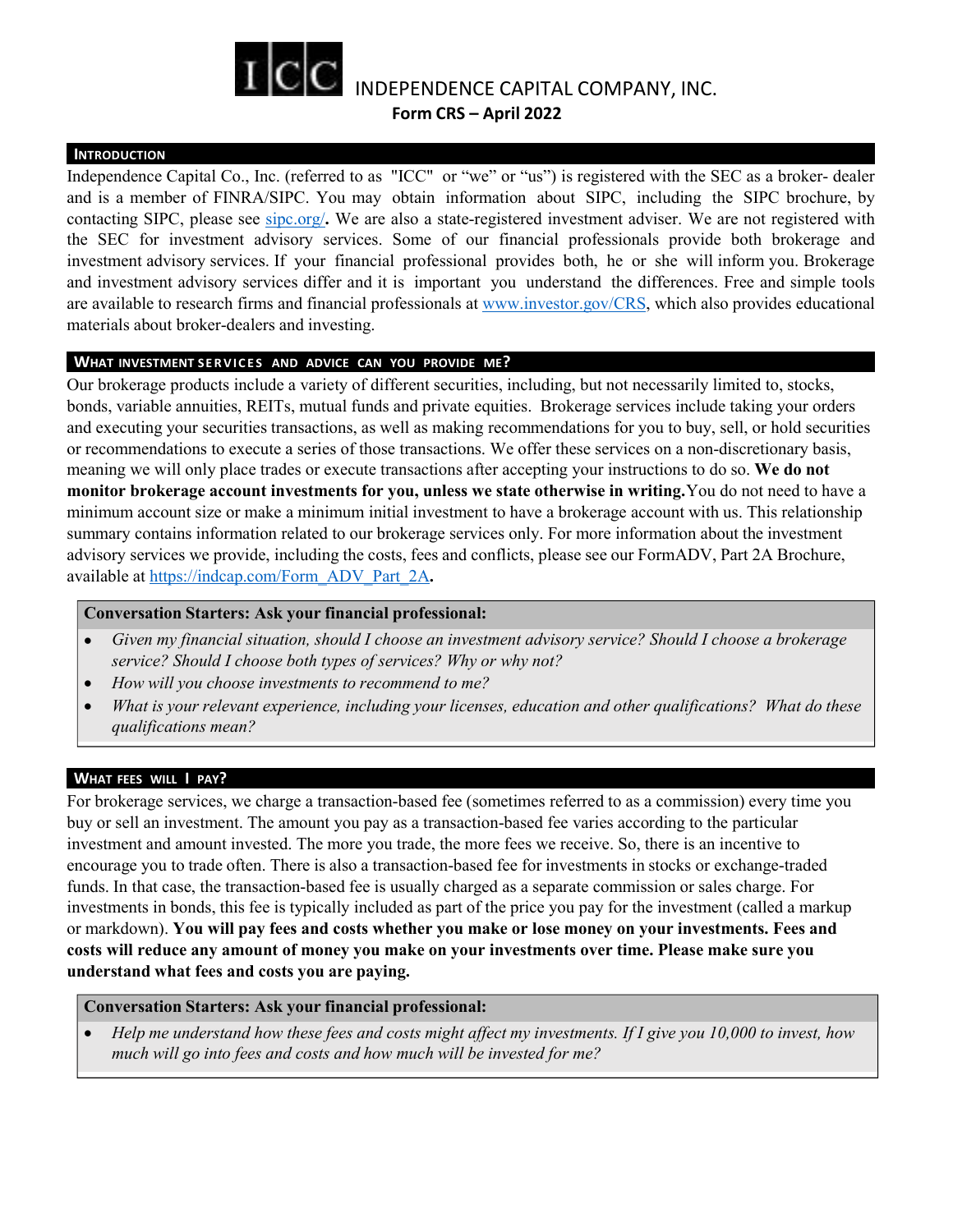# INDEPENDENCE CAPITAL COMPANY, INC.

**Form CRS – April 2022**

## INTRODUCTION

Independence Capital Co., Inc. (referred to as "ICC" or "we" or "us") is registered with the SEC as a broker- dealer and is a member of FINRA/SIPC. You may obtain information about SIPC, including the SIPC brochure, by contacting SIPC, please see [sipc.org/](sipc.org/). We are also a state-registered investment adviser. We are not registered with the SEC for investment advisory services. Some of our financial professionals provide both brokerage and investment advisory services. If your financial professional provides both, he or she will inform you. Brokerage and investment advisory services differ and it is important you understand the differences. Free and simple tools are available to research firms and financial professionals at [www.investor.gov/CRS](www.investor.gov/CRS), which also provides educational materials about broker-dealers and investing.

## WHAT INVESTMENT SERVICES AND ADVICE CAN YOU PROVIDE ME?

Our brokerage products include a variety of different securities, including, but not necessarily limited to, stocks, bonds, variable annuities, REITs, mutual funds and private equities. Brokerage services include taking your orders and executing your securities transactions, as well as making recommendations for you to buy, sell, or hold securities or recommendations to execute a series of those transactions. We offer these services on a non-discretionary basis, meaning we will only place trades or execute transactions after accepting your instructions to do so. **We do not monitor brokerage account investments for you, unless we state otherwise in writing.** You do not need to have a minimum account size or make a minimum initial investment to have a brokerage account with us. This relationship summary contains information related to our brokerage services only. For more information about the investment advisory services we provide, including the costs, fees and conflicts, please see our FormADV, Part 2A Brochure, available at [https://indcap.com/Form_ADV_Part_2A](https://indcap.com/Form_ADV_Part_2A).

**Conversation Starters: Ask your financial professional:**

- *Given my financial situation, should I choose an investment advisory service? Should I choose a brokerage service? Should I choose both types of services? Why or why not?*
- *How will you choose investments to recommend to me?*
- *What is your relevant experience, including your licenses, education and other qualifications? What do these qualifications mean?*

## WHAT FEES WILL I PAY?

For brokerage services, we charge a transaction-based fee (sometimes referred to as a commission) every time you buy or sell an investment. The amount you pay as a transaction-based fee varies according to the particular investment and amount invested. The more you trade, the more fees we receive. So, there is an incentive to encourage you to trade often. There is also a transaction-based fee for investments in stocks or exchange-traded funds. In that case, the transaction-based fee is usually charged as a separate commission or sales charge. For investments in bonds, this fee is typically included as part of the price you pay for the investment (called a markup or markdown). **You will pay fees and costs whether you make or lose money on your investments. Fees and costs will reduce any amount of money you make on your investments over time. Please make sure you understand what fees and costs you are paying.**

**Conversation Starters: Ask your financial professional:**

- *Help me understand how these fees and costs might affect my investments. If I give you 10,000 to invest, how much will go into fees and costs and how much will be invested for me?*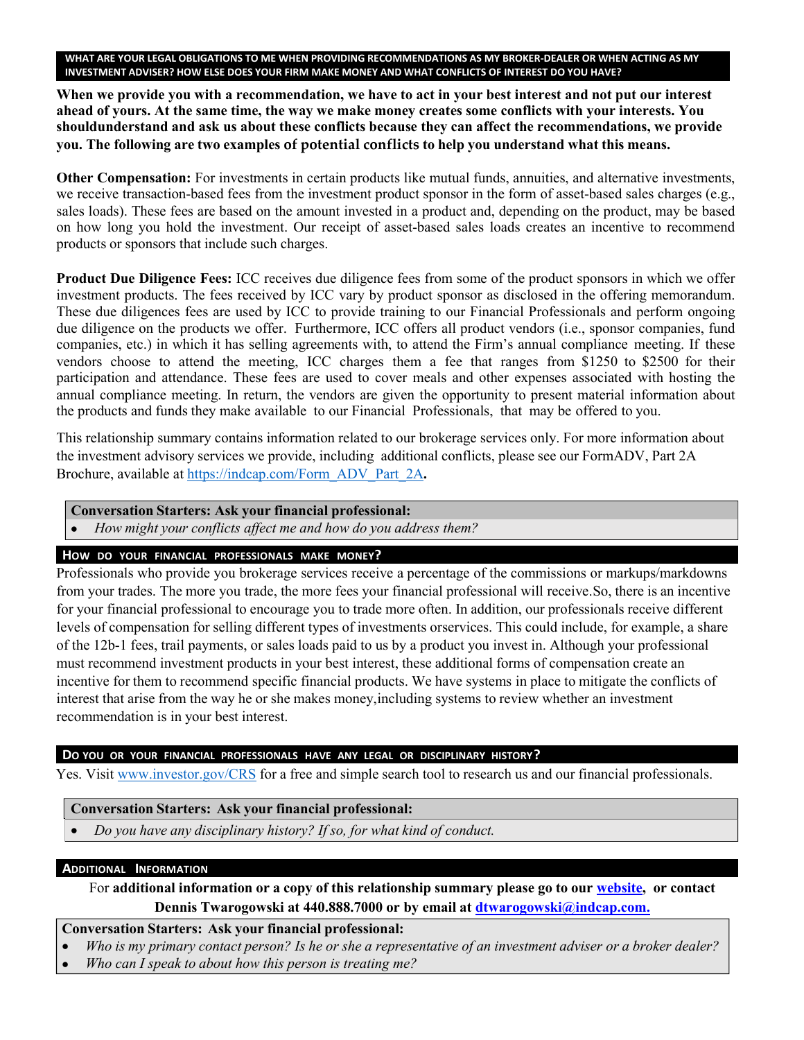## WHAT ARE YOUR LEGAL OBLIGATIONS TO ME WHEN PROVIDING RECOMMENDATIONS AS MY BROKER-DEALER OR WHEN ACTING AS MY INVESTMENT ADVISER? HOW ELSE DOES YOUR FIRM MAKE MONEY AND WHAT CONFLICTS OF INTEREST DO YOU HAVE?

**When we provide you with a recommendation, we have to act in your best interest and not put our interest ahead of yours. At the same time, the way we make money creates some conflicts with your interests. You shouldunderstand and ask us about these conflicts because they can affect the recommendations, we provide you. The following are two examples of potential conflicts to help you understand what this means.**

**Other Compensation:** For investments in certain products like mutual funds, annuities, and alternative investments, we receive transaction-based fees from the investment product sponsor in the form of asset-based sales charges (e.g., sales loads). These fees are based on the amount invested in a product and, depending on the product, may be based on how long you hold the investment. Our receipt of asset-based sales loads creates an incentive to recommend products or sponsors that include such charges.

**Product Due Diligence Fees:** ICC receives due diligence fees from some of the product sponsors in which we offer investment products. The fees received by ICC vary by product sponsor as disclosed in the offering memorandum. These due diligences fees are used by ICC to provide training to our Financial Professionals and perform ongoing due diligence on the products we offer. Furthermore, ICC offers all product vendors (i.e., sponsor companies, fund companies, etc.) in which it has selling agreements with, to attend the Firm's annual compliance meeting. If these vendors choose to attend the meeting, ICC charges them a fee that ranges from $1250 to $2500 for their participation and attendance. These fees are used to cover meals and other expenses associated with hosting the annual compliance meeting. In return, the vendors are given the opportunity to present material information about the products and funds they make available to our Financial Professionals, that may be offered to you.

This relationship summary contains information related to our brokerage services only. For more information about the investment advisory services we provide, including additional conflicts, please see our FormADV, Part 2A Brochure, available at https://indcap.com/Form_ADV_Part_2A**.**

**Conversation Starters: Ask your financial professional:**

- *How might your conflicts affect me and how do you address them?*

## HOW DO YOUR FINANCIAL PROFESSIONALS MAKE MONEY?

Professionals who provide you brokerage services receive a percentage of the commissions or markups/markdowns from your trades. The more you trade, the more fees your financial professional will receive.So, there is an incentive for your financial professional to encourage you to trade more often. In addition, our professionals receive different levels of compensation for selling different types of investments orservices. This could include, for example, a share of the 12b-1 fees, trail payments, or sales loads paid to us by a product you invest in. Although your professional must recommend investment products in your best interest, these additional forms of compensation create an incentive for them to recommend specific financial products. We have systems in place to mitigate the conflicts of interest that arise from the way he or she makes money,including systems to review whether an investment recommendation is in your best interest.

## DO YOU OR YOUR FINANCIAL PROFESSIONALS HAVE ANY LEGAL OR DISCIPLINARY HISTORY?

Yes. Visit www.investor.gov/CRS for a free and simple search tool to research us and our financial professionals.

**Conversation Starters: Ask your financial professional:**

- *Do you have any disciplinary history? If so, for what kind of conduct.*

## ADDITIONAL INFORMATION

For **additional information or a copy of this relationship summary please go to our website, or contact Dennis Twarogowski at 440.888.7000 or by email at dtwarogowski@indcap.com.**

**Conversation Starters: Ask your financial professional:**

- *Who is my primary contact person? Is he or she a representative of an investment adviser or a broker dealer?*
- *Who can I speak to about how this person is treating me?*